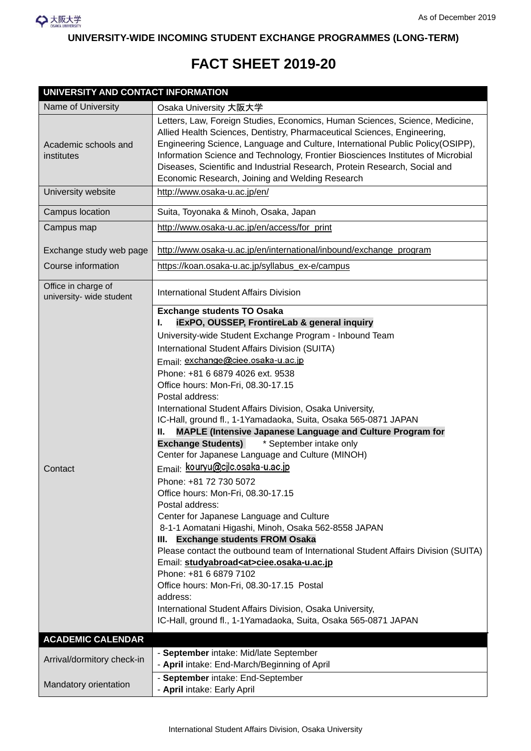As of December 2019

**UNIVERSITY-WIDE INCOMING STUDENT EXCHANGE PROGRAMMES (LONG-TERM)**

# FACT SHEET 2019-20

| UNIVERSITY AND CONTACT INFORMATION | |
|---|---|
| Name of University | Osaka University 大阪大学 |
| Academic schools and institutes | Letters, Law, Foreign Studies, Economics, Human Sciences, Science, Medicine, Allied Health Sciences, Dentistry, Pharmaceutical Sciences, Engineering, Engineering Science, Language and Culture, International Public Policy(OSIPP), Information Science and Technology, Frontier Biosciences Institutes of Microbial Diseases, Scientific and Industrial Research, Protein Research, Social and Economic Research, Joining and Welding Research |
| University website | http://www.osaka-u.ac.jp/en/ |
| Campus location | Suita, Toyonaka & Minoh, Osaka, Japan |
| Campus map | http://www.osaka-u.ac.jp/en/access/for_print |
| Exchange study web page | http://www.osaka-u.ac.jp/en/international/inbound/exchange_program |
| Course information | https://koan.osaka-u.ac.jp/syllabus_ex-e/campus |
| Office in charge of university- wide student | International Student Affairs Division |
| Contact | **Exchange students TO Osaka**<br>**I. iExPO, OUSSEP, FrontireLab & general inquiry**<br>University-wide Student Exchange Program - Inbound Team<br>International Student Affairs Division (SUITA)<br>Email: exchange@ciee.osaka-u.ac.jp<br>Phone: +81 6 6879 4026 ext. 9538<br>Office hours: Mon-Fri, 08.30-17.15<br>Postal address:<br>International Student Affairs Division, Osaka University,<br>IC-Hall, ground fl., 1-1Yamadaoka, Suita, Osaka 565-0871 JAPAN<br>**II. MAPLE (Intensive Japanese Language and Culture Program for Exchange Students)** * September intake only<br>Center for Japanese Language and Culture (MINOH)<br>Email: kouryu@cjlc.osaka-u.ac.jp<br>Phone: +81 72 730 5072<br>Office hours: Mon-Fri, 08.30-17.15<br>Postal address:<br>Center for Japanese Language and Culture<br>8-1-1 Aomatani Higashi, Minoh, Osaka 562-8558 JAPAN<br>**III. Exchange students FROM Osaka**<br>Please contact the outbound team of International Student Affairs Division (SUITA)<br>Email: **studyabroad<at>ciee.osaka-u.ac.jp**<br>Phone: +81 6 6879 7102<br>Office hours: Mon-Fri, 08.30-17.15 Postal address:<br>International Student Affairs Division, Osaka University,<br>IC-Hall, ground fl., 1-1Yamadaoka, Suita, Osaka 565-0871 JAPAN |

| ACADEMIC CALENDAR | |
|---|---|
| Arrival/dormitory check-in | - **September** intake: Mid/late September<br>- **April** intake: End-March/Beginning of April |
| Mandatory orientation | - **September** intake: End-September<br>- **April** intake: Early April |

International Student Affairs Division, Osaka University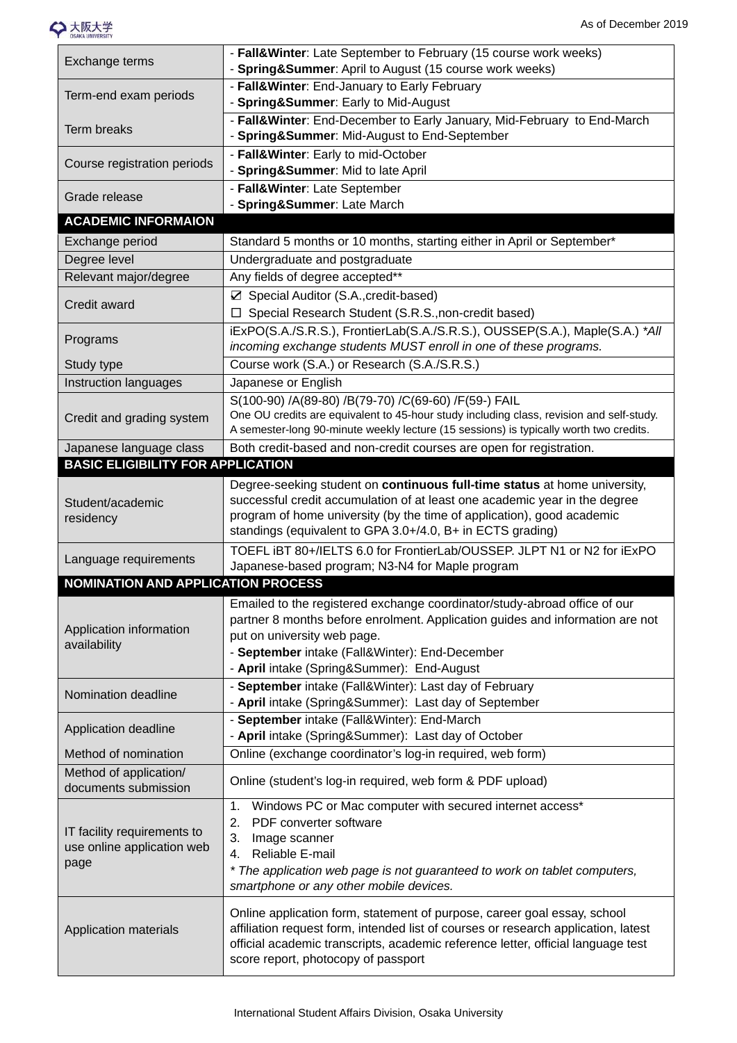| | |
|---|---|
| Exchange terms | - **Fall&Winter**: Late September to February (15 course work weeks)<br>- **Spring&Summer**: April to August (15 course work weeks) |
| Term-end exam periods | - **Fall&Winter**: End-January to Early February<br>- **Spring&Summer**: Early to Mid-August |
| Term breaks | - **Fall&Winter**: End-December to Early January, Mid-February to End-March<br>- **Spring&Summer**: Mid-August to End-September |
| Course registration periods | - **Fall&Winter**: Early to mid-October<br>- **Spring&Summer**: Mid to late April |
| Grade release | - **Fall&Winter**: Late September<br>- **Spring&Summer**: Late March |
| **ACADEMIC INFORMAION** | |
| Exchange period | Standard 5 months or 10 months, starting either in April or September* |
| Degree level | Undergraduate and postgraduate |
| Relevant major/degree | Any fields of degree accepted** |
| Credit award | ☑ Special Auditor (S.A.,credit-based)<br>☐ Special Research Student (S.R.S.,non-credit based) |
| Programs | iExPO(S.A./S.R.S.), FrontierLab(S.A./S.R.S.), OUSSEP(S.A.), Maple(S.A.) *All incoming exchange students MUST enroll in one of these programs.* |
| Study type | Course work (S.A.) or Research (S.A./S.R.S.) |
| Instruction languages | Japanese or English |
| Credit and grading system | S(100-90) /A(89-80) /B(79-70) /C(69-60) /F(59-) FAIL<br>One OU credits are equivalent to 45-hour study including class, revision and self-study. A semester-long 90-minute weekly lecture (15 sessions) is typically worth two credits. |
| Japanese language class | Both credit-based and non-credit courses are open for registration. |
| **BASIC ELIGIBILITY FOR APPLICATION** | |
| Student/academic residency | Degree-seeking student on **continuous full-time status** at home university, successful credit accumulation of at least one academic year in the degree program of home university (by the time of application), good academic standings (equivalent to GPA 3.0+/4.0, B+ in ECTS grading) |
| Language requirements | TOEFL iBT 80+/IELTS 6.0 for FrontierLab/OUSSEP. JLPT N1 or N2 for iExPO Japanese-based program; N3-N4 for Maple program |
| **NOMINATION AND APPLICATION PROCESS** | |
| Application information availability | Emailed to the registered exchange coordinator/study-abroad office of our partner 8 months before enrolment. Application guides and information are not put on university web page.<br>- **September** intake (Fall&Winter): End-December<br>- **April** intake (Spring&Summer): End-August |
| Nomination deadline | - **September** intake (Fall&Winter): Last day of February<br>- **April** intake (Spring&Summer): Last day of September |
| Application deadline | - **September** intake (Fall&Winter): End-March<br>- **April** intake (Spring&Summer): Last day of October |
| Method of nomination | Online (exchange coordinator's log-in required, web form) |
| Method of application/ documents submission | Online (student's log-in required, web form & PDF upload) |
| IT facility requirements to use online application web page | 1. Windows PC or Mac computer with secured internet access*<br>2. PDF converter software<br>3. Image scanner<br>4. Reliable E-mail<br>*\* The application web page is not guaranteed to work on tablet computers, smartphone or any other mobile devices.* |
| Application materials | Online application form, statement of purpose, career goal essay, school affiliation request form, intended list of courses or research application, latest official academic transcripts, academic reference letter, official language test score report, photocopy of passport |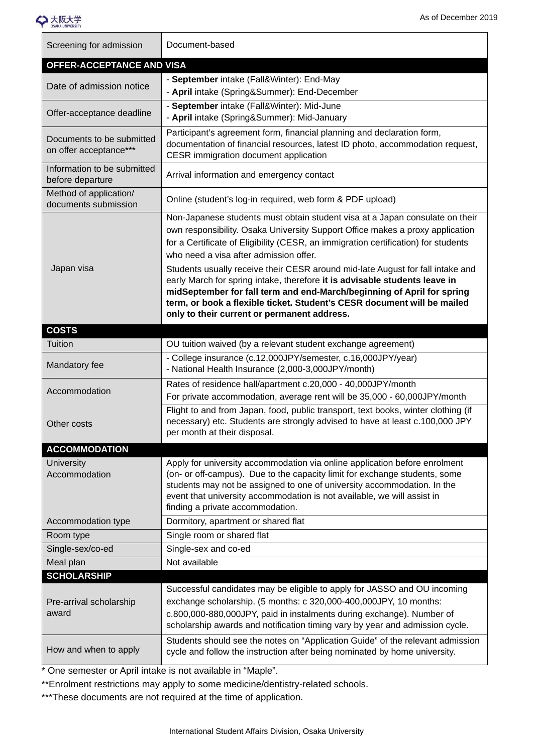| | |
|---|---|
| Screening for admission | Document-based |
| **OFFER-ACCEPTANCE AND VISA** | |
| Date of admission notice | - **September** intake (Fall&Winter): End-May<br>- **April** intake (Spring&Summer): End-December |
| Offer-acceptance deadline | - **September** intake (Fall&Winter): Mid-June<br>- **April** intake (Spring&Summer): Mid-January |
| Documents to be submitted on offer acceptance*** | Participant's agreement form, financial planning and declaration form, documentation of financial resources, latest ID photo, accommodation request, CESR immigration document application |
| Information to be submitted before departure | Arrival information and emergency contact |
| Method of application/ documents submission | Online (student's log-in required, web form & PDF upload) |
| Japan visa | Non-Japanese students must obtain student visa at a Japan consulate on their own responsibility. Osaka University Support Office makes a proxy application for a Certificate of Eligibility (CESR, an immigration certification) for students who need a visa after admission offer.<br>Students usually receive their CESR around mid-late August for fall intake and early March for spring intake, therefore **it is advisable students leave in midSeptember for fall term and end-March/beginning of April for spring term, or book a flexible ticket. Student's CESR document will be mailed only to their current or permanent address.** |
| **COSTS** | |
| Tuition | OU tuition waived (by a relevant student exchange agreement) |
| Mandatory fee | - College insurance (c.12,000JPY/semester, c.16,000JPY/year)<br>- National Health Insurance (2,000-3,000JPY/month) |
| Accommodation | Rates of residence hall/apartment c.20,000 - 40,000JPY/month<br>For private accommodation, average rent will be 35,000 - 60,000JPY/month |
| Other costs | Flight to and from Japan, food, public transport, text books, winter clothing (if necessary) etc. Students are strongly advised to have at least c.100,000 JPY per month at their disposal. |
| **ACCOMMODATION** | |
| University Accommodation | Apply for university accommodation via online application before enrolment (on- or off-campus). Due to the capacity limit for exchange students, some students may not be assigned to one of university accommodation. In the event that university accommodation is not available, we will assist in finding a private accommodation. |
| Accommodation type | Dormitory, apartment or shared flat |
| Room type | Single room or shared flat |
| Single-sex/co-ed | Single-sex and co-ed |
| Meal plan | Not available |
| **SCHOLARSHIP** | |
| Pre-arrival scholarship award | Successful candidates may be eligible to apply for JASSO and OU incoming exchange scholarship. (5 months: c 320,000-400,000JPY, 10 months: c.800,000-880,000JPY, paid in instalments during exchange). Number of scholarship awards and notification timing vary by year and admission cycle. |
| How and when to apply | Students should see the notes on "Application Guide" of the relevant admission cycle and follow the instruction after being nominated by home university. |

* One semester or April intake is not available in "Maple".

**Enrolment restrictions may apply to some medicine/dentistry-related schools.

***These documents are not required at the time of application.

International Student Affairs Division, Osaka University